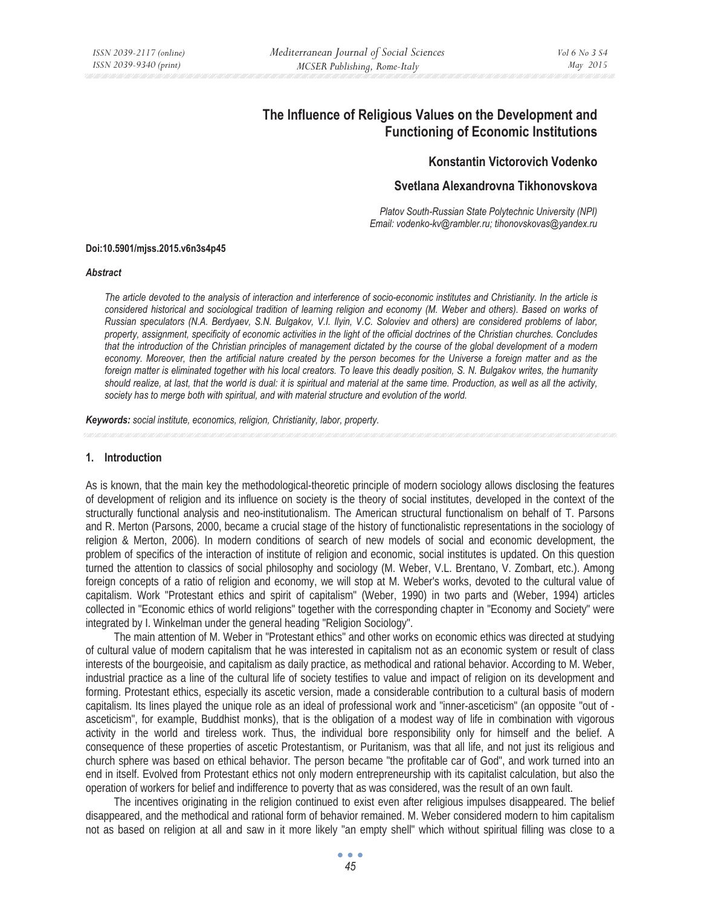# The Influence of Religious Values on the Development and Functioning of Economic Institutions

**Konstantin Victorovich Vodenko**

**Svetlana Alexandrovna Tikhonovskova**

*Platov South-Russian State Polytechnic University (NPI)*
*Email: vodenko-kv@rambler.ru; tihonovskovas@yandex.ru*

**Doi:10.5901/mjss.2015.v6n3s4p45**

***Abstract***

*The article devoted to the analysis of interaction and interference of socio-economic institutes and Christianity. In the article is considered historical and sociological tradition of learning religion and economy (M. Weber and others). Based on works of Russian speculators (N.A. Berdyaev, S.N. Bulgakov, V.I. Ilyin, V.C. Soloviev and others) are considered problems of labor, property, assignment, specificity of economic activities in the light of the official doctrines of the Christian churches. Concludes that the introduction of the Christian principles of management dictated by the course of the global development of a modern economy. Moreover, then the artificial nature created by the person becomes for the Universe a foreign matter and as the foreign matter is eliminated together with his local creators. To leave this deadly position, S. N. Bulgakov writes, the humanity should realize, at last, that the world is dual: it is spiritual and material at the same time. Production, as well as all the activity, society has to merge both with spiritual, and with material structure and evolution of the world.*

***Keywords:*** *social institute, economics, religion, Christianity, labor, property.*

## 1. Introduction

As is known, that the main key the methodological-theoretic principle of modern sociology allows disclosing the features of development of religion and its influence on society is the theory of social institutes, developed in the context of the structurally functional analysis and neo-institutionalism. The American structural functionalism on behalf of T. Parsons and R. Merton (Parsons, 2000, became a crucial stage of the history of functionalistic representations in the sociology of religion & Merton, 2006). In modern conditions of search of new models of social and economic development, the problem of specifics of the interaction of institute of religion and economic, social institutes is updated. On this question turned the attention to classics of social philosophy and sociology (M. Weber, V.L. Brentano, V. Zombart, etc.). Among foreign concepts of a ratio of religion and economy, we will stop at M. Weber's works, devoted to the cultural value of capitalism. Work "Protestant ethics and spirit of capitalism" (Weber, 1990) in two parts and (Weber, 1994) articles collected in "Economic ethics of world religions" together with the corresponding chapter in "Economy and Society" were integrated by I. Winkelman under the general heading "Religion Sociology".

The main attention of M. Weber in "Protestant ethics" and other works on economic ethics was directed at studying of cultural value of modern capitalism that he was interested in capitalism not as an economic system or result of class interests of the bourgeoisie, and capitalism as daily practice, as methodical and rational behavior. According to M. Weber, industrial practice as a line of the cultural life of society testifies to value and impact of religion on its development and forming. Protestant ethics, especially its ascetic version, made a considerable contribution to a cultural basis of modern capitalism. Its lines played the unique role as an ideal of professional work and "inner-asceticism" (an opposite "out of - asceticism", for example, Buddhist monks), that is the obligation of a modest way of life in combination with vigorous activity in the world and tireless work. Thus, the individual bore responsibility only for himself and the belief. A consequence of these properties of ascetic Protestantism, or Puritanism, was that all life, and not just its religious and church sphere was based on ethical behavior. The person became "the profitable car of God", and work turned into an end in itself. Evolved from Protestant ethics not only modern entrepreneurship with its capitalist calculation, but also the operation of workers for belief and indifference to poverty that as was considered, was the result of an own fault.

The incentives originating in the religion continued to exist even after religious impulses disappeared. The belief disappeared, and the methodical and rational form of behavior remained. M. Weber considered modern to him capitalism not as based on religion at all and saw in it more likely "an empty shell" which without spiritual filling was close to a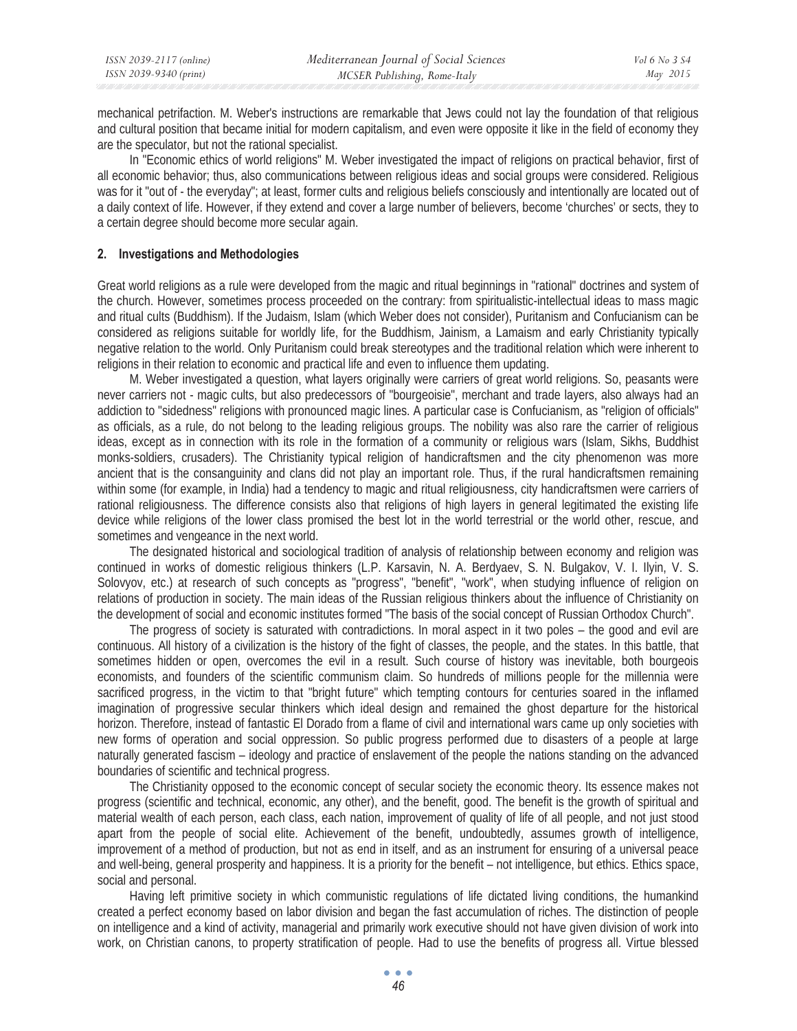mechanical petrifaction. M. Weber's instructions are remarkable that Jews could not lay the foundation of that religious and cultural position that became initial for modern capitalism, and even were opposite it like in the field of economy they are the speculator, but not the rational specialist.

In "Economic ethics of world religions" M. Weber investigated the impact of religions on practical behavior, first of all economic behavior; thus, also communications between religious ideas and social groups were considered. Religious was for it "out of - the everyday"; at least, former cults and religious beliefs consciously and intentionally are located out of a daily context of life. However, if they extend and cover a large number of believers, become 'churches' or sects, they to a certain degree should become more secular again.

## 2. Investigations and Methodologies

Great world religions as a rule were developed from the magic and ritual beginnings in "rational" doctrines and system of the church. However, sometimes process proceeded on the contrary: from spiritualistic-intellectual ideas to mass magic and ritual cults (Buddhism). If the Judaism, Islam (which Weber does not consider), Puritanism and Confucianism can be considered as religions suitable for worldly life, for the Buddhism, Jainism, a Lamaism and early Christianity typically negative relation to the world. Only Puritanism could break stereotypes and the traditional relation which were inherent to religions in their relation to economic and practical life and even to influence them updating.

M. Weber investigated a question, what layers originally were carriers of great world religions. So, peasants were never carriers not - magic cults, but also predecessors of "bourgeoisie", merchant and trade layers, also always had an addiction to "sidedness" religions with pronounced magic lines. A particular case is Confucianism, as "religion of officials" as officials, as a rule, do not belong to the leading religious groups. The nobility was also rare the carrier of religious ideas, except as in connection with its role in the formation of a community or religious wars (Islam, Sikhs, Buddhist monks-soldiers, crusaders). The Christianity typical religion of handicraftsmen and the city phenomenon was more ancient that is the consanguinity and clans did not play an important role. Thus, if the rural handicraftsmen remaining within some (for example, in India) had a tendency to magic and ritual religiousness, city handicraftsmen were carriers of rational religiousness. The difference consists also that religions of high layers in general legitimated the existing life device while religions of the lower class promised the best lot in the world terrestrial or the world other, rescue, and sometimes and vengeance in the next world.

The designated historical and sociological tradition of analysis of relationship between economy and religion was continued in works of domestic religious thinkers (L.P. Karsavin, N. A. Berdyaev, S. N. Bulgakov, V. I. Ilyin, V. S. Solovyov, etc.) at research of such concepts as "progress", "benefit", "work", when studying influence of religion on relations of production in society. The main ideas of the Russian religious thinkers about the influence of Christianity on the development of social and economic institutes formed "The basis of the social concept of Russian Orthodox Church".

The progress of society is saturated with contradictions. In moral aspect in it two poles – the good and evil are continuous. All history of a civilization is the history of the fight of classes, the people, and the states. In this battle, that sometimes hidden or open, overcomes the evil in a result. Such course of history was inevitable, both bourgeois economists, and founders of the scientific communism claim. So hundreds of millions people for the millennia were sacrificed progress, in the victim to that "bright future" which tempting contours for centuries soared in the inflamed imagination of progressive secular thinkers which ideal design and remained the ghost departure for the historical horizon. Therefore, instead of fantastic El Dorado from a flame of civil and international wars came up only societies with new forms of operation and social oppression. So public progress performed due to disasters of a people at large naturally generated fascism – ideology and practice of enslavement of the people the nations standing on the advanced boundaries of scientific and technical progress.

The Christianity opposed to the economic concept of secular society the economic theory. Its essence makes not progress (scientific and technical, economic, any other), and the benefit, good. The benefit is the growth of spiritual and material wealth of each person, each class, each nation, improvement of quality of life of all people, and not just stood apart from the people of social elite. Achievement of the benefit, undoubtedly, assumes growth of intelligence, improvement of a method of production, but not as end in itself, and as an instrument for ensuring of a universal peace and well-being, general prosperity and happiness. It is a priority for the benefit – not intelligence, but ethics. Ethics space, social and personal.

Having left primitive society in which communistic regulations of life dictated living conditions, the humankind created a perfect economy based on labor division and began the fast accumulation of riches. The distinction of people on intelligence and a kind of activity, managerial and primarily work executive should not have given division of work into work, on Christian canons, to property stratification of people. Had to use the benefits of progress all. Virtue blessed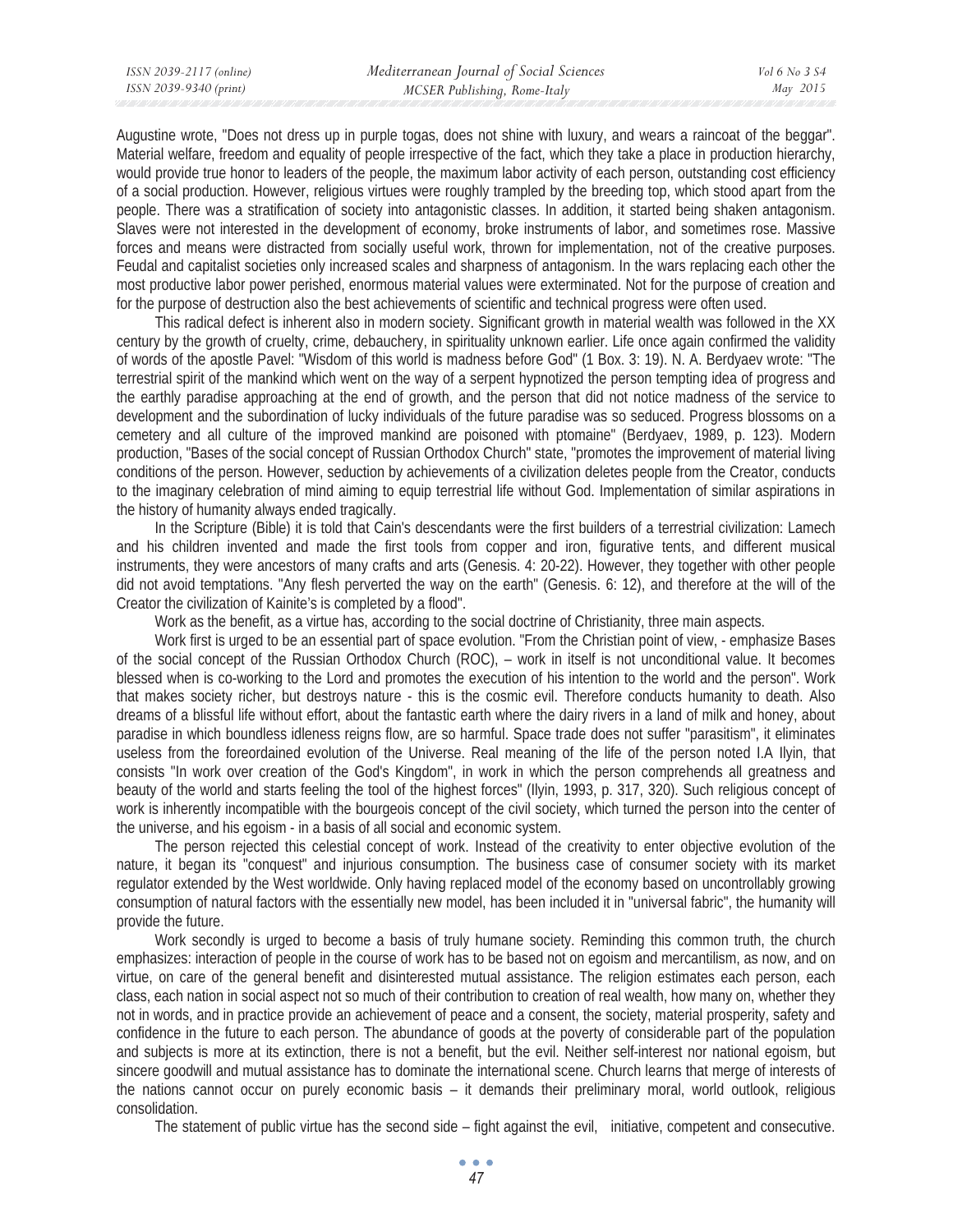Augustine wrote, "Does not dress up in purple togas, does not shine with luxury, and wears a raincoat of the beggar". Material welfare, freedom and equality of people irrespective of the fact, which they take a place in production hierarchy, would provide true honor to leaders of the people, the maximum labor activity of each person, outstanding cost efficiency of a social production. However, religious virtues were roughly trampled by the breeding top, which stood apart from the people. There was a stratification of society into antagonistic classes. In addition, it started being shaken antagonism. Slaves were not interested in the development of economy, broke instruments of labor, and sometimes rose. Massive forces and means were distracted from socially useful work, thrown for implementation, not of the creative purposes. Feudal and capitalist societies only increased scales and sharpness of antagonism. In the wars replacing each other the most productive labor power perished, enormous material values were exterminated. Not for the purpose of creation and for the purpose of destruction also the best achievements of scientific and technical progress were often used.

This radical defect is inherent also in modern society. Significant growth in material wealth was followed in the XX century by the growth of cruelty, crime, debauchery, in spirituality unknown earlier. Life once again confirmed the validity of words of the apostle Pavel: "Wisdom of this world is madness before God" (1 Box. 3: 19). N. A. Berdyaev wrote: "The terrestrial spirit of the mankind which went on the way of a serpent hypnotized the person tempting idea of progress and the earthly paradise approaching at the end of growth, and the person that did not notice madness of the service to development and the subordination of lucky individuals of the future paradise was so seduced. Progress blossoms on a cemetery and all culture of the improved mankind are poisoned with ptomaine" (Berdyaev, 1989, p. 123). Modern production, "Bases of the social concept of Russian Orthodox Church" state, "promotes the improvement of material living conditions of the person. However, seduction by achievements of a civilization deletes people from the Creator, conducts to the imaginary celebration of mind aiming to equip terrestrial life without God. Implementation of similar aspirations in the history of humanity always ended tragically.

In the Scripture (Bible) it is told that Cain's descendants were the first builders of a terrestrial civilization: Lamech and his children invented and made the first tools from copper and iron, figurative tents, and different musical instruments, they were ancestors of many crafts and arts (Genesis. 4: 20-22). However, they together with other people did not avoid temptations. "Any flesh perverted the way on the earth" (Genesis. 6: 12), and therefore at the will of the Creator the civilization of Kainite's is completed by a flood".

Work as the benefit, as a virtue has, according to the social doctrine of Christianity, three main aspects.

Work first is urged to be an essential part of space evolution. "From the Christian point of view, - emphasize Bases of the social concept of the Russian Orthodox Church (ROC), – work in itself is not unconditional value. It becomes blessed when is co-working to the Lord and promotes the execution of his intention to the world and the person". Work that makes society richer, but destroys nature - this is the cosmic evil. Therefore conducts humanity to death. Also dreams of a blissful life without effort, about the fantastic earth where the dairy rivers in a land of milk and honey, about paradise in which boundless idleness reigns flow, are so harmful. Space trade does not suffer "parasitism", it eliminates useless from the foreordained evolution of the Universe. Real meaning of the life of the person noted I.A Ilyin, that consists "In work over creation of the God's Kingdom", in work in which the person comprehends all greatness and beauty of the world and starts feeling the tool of the highest forces" (Ilyin, 1993, p. 317, 320). Such religious concept of work is inherently incompatible with the bourgeois concept of the civil society, which turned the person into the center of the universe, and his egoism - in a basis of all social and economic system.

The person rejected this celestial concept of work. Instead of the creativity to enter objective evolution of the nature, it began its "conquest" and injurious consumption. The business case of consumer society with its market regulator extended by the West worldwide. Only having replaced model of the economy based on uncontrollably growing consumption of natural factors with the essentially new model, has been included it in "universal fabric", the humanity will provide the future.

Work secondly is urged to become a basis of truly humane society. Reminding this common truth, the church emphasizes: interaction of people in the course of work has to be based not on egoism and mercantilism, as now, and on virtue, on care of the general benefit and disinterested mutual assistance. The religion estimates each person, each class, each nation in social aspect not so much of their contribution to creation of real wealth, how many on, whether they not in words, and in practice provide an achievement of peace and a consent, the society, material prosperity, safety and confidence in the future to each person. The abundance of goods at the poverty of considerable part of the population and subjects is more at its extinction, there is not a benefit, but the evil. Neither self-interest nor national egoism, but sincere goodwill and mutual assistance has to dominate the international scene. Church learns that merge of interests of the nations cannot occur on purely economic basis – it demands their preliminary moral, world outlook, religious consolidation.

The statement of public virtue has the second side – fight against the evil, initiative, competent and consecutive.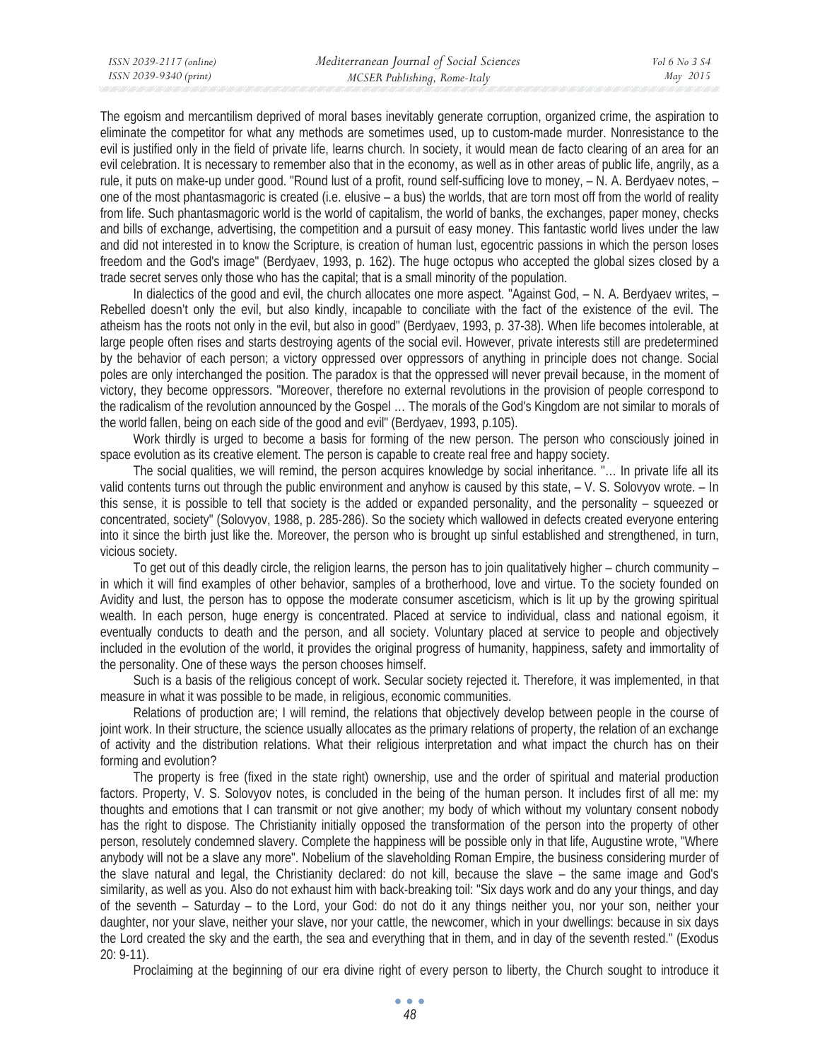The egoism and mercantilism deprived of moral bases inevitably generate corruption, organized crime, the aspiration to eliminate the competitor for what any methods are sometimes used, up to custom-made murder. Nonresistance to the evil is justified only in the field of private life, learns church. In society, it would mean de facto clearing of an area for an evil celebration. It is necessary to remember also that in the economy, as well as in other areas of public life, angrily, as a rule, it puts on make-up under good. "Round lust of a profit, round self-sufficing love to money, – N. A. Berdyaev notes, – one of the most phantasmagoric is created (i.e. elusive – a bus) the worlds, that are torn most off from the world of reality from life. Such phantasmagoric world is the world of capitalism, the world of banks, the exchanges, paper money, checks and bills of exchange, advertising, the competition and a pursuit of easy money. This fantastic world lives under the law and did not interested in to know the Scripture, is creation of human lust, egocentric passions in which the person loses freedom and the God's image" (Berdyaev, 1993, p. 162). The huge octopus who accepted the global sizes closed by a trade secret serves only those who has the capital; that is a small minority of the population.

In dialectics of the good and evil, the church allocates one more aspect. "Against God, – N. A. Berdyaev writes, – Rebelled doesn't only the evil, but also kindly, incapable to conciliate with the fact of the existence of the evil. The atheism has the roots not only in the evil, but also in good" (Berdyaev, 1993, p. 37-38). When life becomes intolerable, at large people often rises and starts destroying agents of the social evil. However, private interests still are predetermined by the behavior of each person; a victory oppressed over oppressors of anything in principle does not change. Social poles are only interchanged the position. The paradox is that the oppressed will never prevail because, in the moment of victory, they become oppressors. "Moreover, therefore no external revolutions in the provision of people correspond to the radicalism of the revolution announced by the Gospel … The morals of the God's Kingdom are not similar to morals of the world fallen, being on each side of the good and evil" (Berdyaev, 1993, p.105).

Work thirdly is urged to become a basis for forming of the new person. The person who consciously joined in space evolution as its creative element. The person is capable to create real free and happy society.

The social qualities, we will remind, the person acquires knowledge by social inheritance. "… In private life all its valid contents turns out through the public environment and anyhow is caused by this state, – V. S. Solovyov wrote. – In this sense, it is possible to tell that society is the added or expanded personality, and the personality – squeezed or concentrated, society" (Solovyov, 1988, p. 285-286). So the society which wallowed in defects created everyone entering into it since the birth just like the. Moreover, the person who is brought up sinful established and strengthened, in turn, vicious society.

To get out of this deadly circle, the religion learns, the person has to join qualitatively higher – church community – in which it will find examples of other behavior, samples of a brotherhood, love and virtue. To the society founded on Avidity and lust, the person has to oppose the moderate consumer asceticism, which is lit up by the growing spiritual wealth. In each person, huge energy is concentrated. Placed at service to individual, class and national egoism, it eventually conducts to death and the person, and all society. Voluntary placed at service to people and objectively included in the evolution of the world, it provides the original progress of humanity, happiness, safety and immortality of the personality. One of these ways the person chooses himself.

Such is a basis of the religious concept of work. Secular society rejected it. Therefore, it was implemented, in that measure in what it was possible to be made, in religious, economic communities.

Relations of production are; I will remind, the relations that objectively develop between people in the course of joint work. In their structure, the science usually allocates as the primary relations of property, the relation of an exchange of activity and the distribution relations. What their religious interpretation and what impact the church has on their forming and evolution?

The property is free (fixed in the state right) ownership, use and the order of spiritual and material production factors. Property, V. S. Solovyov notes, is concluded in the being of the human person. It includes first of all me: my thoughts and emotions that I can transmit or not give another; my body of which without my voluntary consent nobody has the right to dispose. The Christianity initially opposed the transformation of the person into the property of other person, resolutely condemned slavery. Complete the happiness will be possible only in that life, Augustine wrote, "Where anybody will not be a slave any more". Nobelium of the slaveholding Roman Empire, the business considering murder of the slave natural and legal, the Christianity declared: do not kill, because the slave – the same image and God's similarity, as well as you. Also do not exhaust him with back-breaking toil: "Six days work and do any your things, and day of the seventh – Saturday – to the Lord, your God: do not do it any things neither you, nor your son, neither your daughter, nor your slave, neither your slave, nor your cattle, the newcomer, which in your dwellings: because in six days the Lord created the sky and the earth, the sea and everything that in them, and in day of the seventh rested." (Exodus 20: 9-11).

Proclaiming at the beginning of our era divine right of every person to liberty, the Church sought to introduce it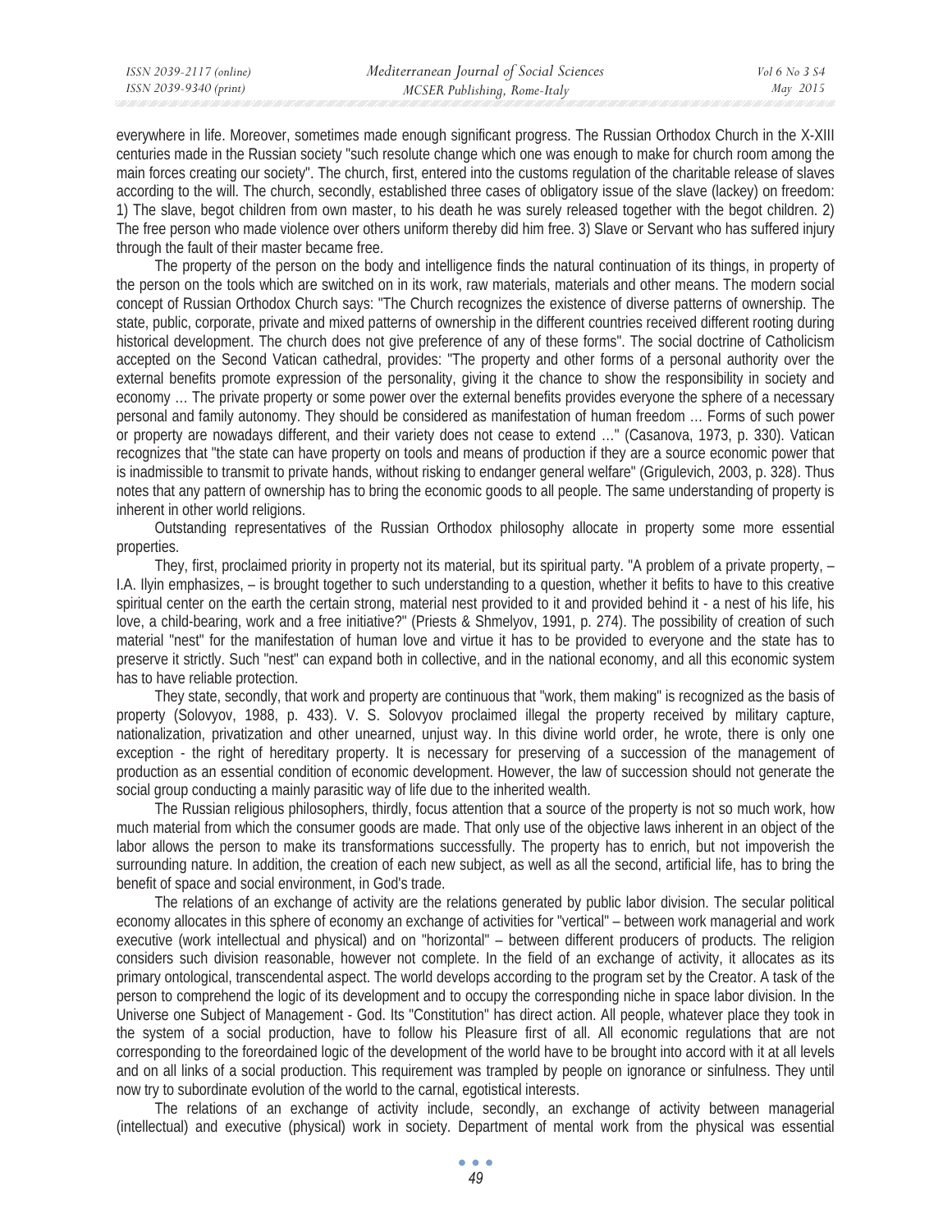everywhere in life. Moreover, sometimes made enough significant progress. The Russian Orthodox Church in the X-XIII centuries made in the Russian society "such resolute change which one was enough to make for church room among the main forces creating our society". The church, first, entered into the customs regulation of the charitable release of slaves according to the will. The church, secondly, established three cases of obligatory issue of the slave (lackey) on freedom: 1) The slave, begot children from own master, to his death he was surely released together with the begot children. 2) The free person who made violence over others uniform thereby did him free. 3) Slave or Servant who has suffered injury through the fault of their master became free.

The property of the person on the body and intelligence finds the natural continuation of its things, in property of the person on the tools which are switched on in its work, raw materials, materials and other means. The modern social concept of Russian Orthodox Church says: "The Church recognizes the existence of diverse patterns of ownership. The state, public, corporate, private and mixed patterns of ownership in the different countries received different rooting during historical development. The church does not give preference of any of these forms". The social doctrine of Catholicism accepted on the Second Vatican cathedral, provides: "The property and other forms of a personal authority over the external benefits promote expression of the personality, giving it the chance to show the responsibility in society and economy … The private property or some power over the external benefits provides everyone the sphere of a necessary personal and family autonomy. They should be considered as manifestation of human freedom … Forms of such power or property are nowadays different, and their variety does not cease to extend …" (Casanova, 1973, p. 330). Vatican recognizes that "the state can have property on tools and means of production if they are a source economic power that is inadmissible to transmit to private hands, without risking to endanger general welfare" (Grigulevich, 2003, p. 328). Thus notes that any pattern of ownership has to bring the economic goods to all people. The same understanding of property is inherent in other world religions.

Outstanding representatives of the Russian Orthodox philosophy allocate in property some more essential properties.

They, first, proclaimed priority in property not its material, but its spiritual party. "A problem of a private property, – I.A. Ilyin emphasizes, – is brought together to such understanding to a question, whether it befits to have to this creative spiritual center on the earth the certain strong, material nest provided to it and provided behind it - a nest of his life, his love, a child-bearing, work and a free initiative?" (Priests & Shmelyov, 1991, p. 274). The possibility of creation of such material "nest" for the manifestation of human love and virtue it has to be provided to everyone and the state has to preserve it strictly. Such "nest" can expand both in collective, and in the national economy, and all this economic system has to have reliable protection.

They state, secondly, that work and property are continuous that "work, them making" is recognized as the basis of property (Solovyov, 1988, p. 433). V. S. Solovyov proclaimed illegal the property received by military capture, nationalization, privatization and other unearned, unjust way. In this divine world order, he wrote, there is only one exception - the right of hereditary property. It is necessary for preserving of a succession of the management of production as an essential condition of economic development. However, the law of succession should not generate the social group conducting a mainly parasitic way of life due to the inherited wealth.

The Russian religious philosophers, thirdly, focus attention that a source of the property is not so much work, how much material from which the consumer goods are made. That only use of the objective laws inherent in an object of the labor allows the person to make its transformations successfully. The property has to enrich, but not impoverish the surrounding nature. In addition, the creation of each new subject, as well as all the second, artificial life, has to bring the benefit of space and social environment, in God's trade.

The relations of an exchange of activity are the relations generated by public labor division. The secular political economy allocates in this sphere of economy an exchange of activities for "vertical" – between work managerial and work executive (work intellectual and physical) and on "horizontal" – between different producers of products. The religion considers such division reasonable, however not complete. In the field of an exchange of activity, it allocates as its primary ontological, transcendental aspect. The world develops according to the program set by the Creator. A task of the person to comprehend the logic of its development and to occupy the corresponding niche in space labor division. In the Universe one Subject of Management - God. Its "Constitution" has direct action. All people, whatever place they took in the system of a social production, have to follow his Pleasure first of all. All economic regulations that are not corresponding to the foreordained logic of the development of the world have to be brought into accord with it at all levels and on all links of a social production. This requirement was trampled by people on ignorance or sinfulness. They until now try to subordinate evolution of the world to the carnal, egotistical interests.

The relations of an exchange of activity include, secondly, an exchange of activity between managerial (intellectual) and executive (physical) work in society. Department of mental work from the physical was essential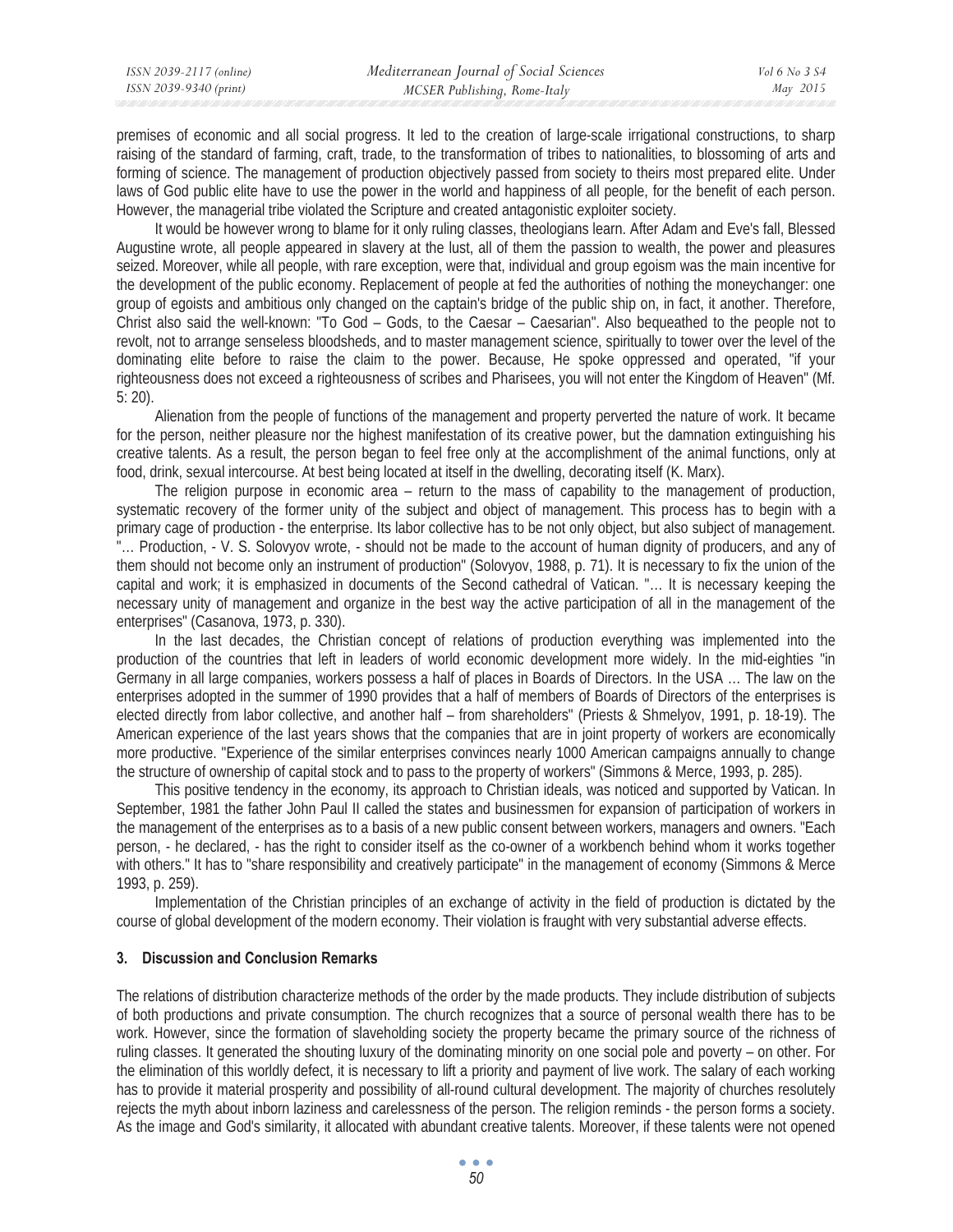premises of economic and all social progress. It led to the creation of large-scale irrigational constructions, to sharp raising of the standard of farming, craft, trade, to the transformation of tribes to nationalities, to blossoming of arts and forming of science. The management of production objectively passed from society to theirs most prepared elite. Under laws of God public elite have to use the power in the world and happiness of all people, for the benefit of each person. However, the managerial tribe violated the Scripture and created antagonistic exploiter society.

It would be however wrong to blame for it only ruling classes, theologians learn. After Adam and Eve's fall, Blessed Augustine wrote, all people appeared in slavery at the lust, all of them the passion to wealth, the power and pleasures seized. Moreover, while all people, with rare exception, were that, individual and group egoism was the main incentive for the development of the public economy. Replacement of people at fed the authorities of nothing the moneychanger: one group of egoists and ambitious only changed on the captain's bridge of the public ship on, in fact, it another. Therefore, Christ also said the well-known: "To God – Gods, to the Caesar – Caesarian". Also bequeathed to the people not to revolt, not to arrange senseless bloodsheds, and to master management science, spiritually to tower over the level of the dominating elite before to raise the claim to the power. Because, He spoke oppressed and operated, "if your righteousness does not exceed a righteousness of scribes and Pharisees, you will not enter the Kingdom of Heaven" (Mf. 5: 20).

Alienation from the people of functions of the management and property perverted the nature of work. It became for the person, neither pleasure nor the highest manifestation of its creative power, but the damnation extinguishing his creative talents. As a result, the person began to feel free only at the accomplishment of the animal functions, only at food, drink, sexual intercourse. At best being located at itself in the dwelling, decorating itself (K. Marx).

The religion purpose in economic area – return to the mass of capability to the management of production, systematic recovery of the former unity of the subject and object of management. This process has to begin with a primary cage of production - the enterprise. Its labor collective has to be not only object, but also subject of management. "… Production, - V. S. Solovyov wrote, - should not be made to the account of human dignity of producers, and any of them should not become only an instrument of production" (Solovyov, 1988, p. 71). It is necessary to fix the union of the capital and work; it is emphasized in documents of the Second cathedral of Vatican. "… It is necessary keeping the necessary unity of management and organize in the best way the active participation of all in the management of the enterprises" (Casanova, 1973, p. 330).

In the last decades, the Christian concept of relations of production everything was implemented into the production of the countries that left in leaders of world economic development more widely. In the mid-eighties "in Germany in all large companies, workers possess a half of places in Boards of Directors. In the USA … The law on the enterprises adopted in the summer of 1990 provides that a half of members of Boards of Directors of the enterprises is elected directly from labor collective, and another half – from shareholders" (Priests & Shmelyov, 1991, p. 18-19). The American experience of the last years shows that the companies that are in joint property of workers are economically more productive. "Experience of the similar enterprises convinces nearly 1000 American campaigns annually to change the structure of ownership of capital stock and to pass to the property of workers" (Simmons & Merce, 1993, p. 285).

This positive tendency in the economy, its approach to Christian ideals, was noticed and supported by Vatican. In September, 1981 the father John Paul II called the states and businessmen for expansion of participation of workers in the management of the enterprises as to a basis of a new public consent between workers, managers and owners. "Each person, - he declared, - has the right to consider itself as the co-owner of a workbench behind whom it works together with others." It has to "share responsibility and creatively participate" in the management of economy (Simmons & Merce 1993, p. 259).

Implementation of the Christian principles of an exchange of activity in the field of production is dictated by the course of global development of the modern economy. Their violation is fraught with very substantial adverse effects.

## 3. Discussion and Conclusion Remarks

The relations of distribution characterize methods of the order by the made products. They include distribution of subjects of both productions and private consumption. The church recognizes that a source of personal wealth there has to be work. However, since the formation of slaveholding society the property became the primary source of the richness of ruling classes. It generated the shouting luxury of the dominating minority on one social pole and poverty – on other. For the elimination of this worldly defect, it is necessary to lift a priority and payment of live work. The salary of each working has to provide it material prosperity and possibility of all-round cultural development. The majority of churches resolutely rejects the myth about inborn laziness and carelessness of the person. The religion reminds - the person forms a society. As the image and God's similarity, it allocated with abundant creative talents. Moreover, if these talents were not opened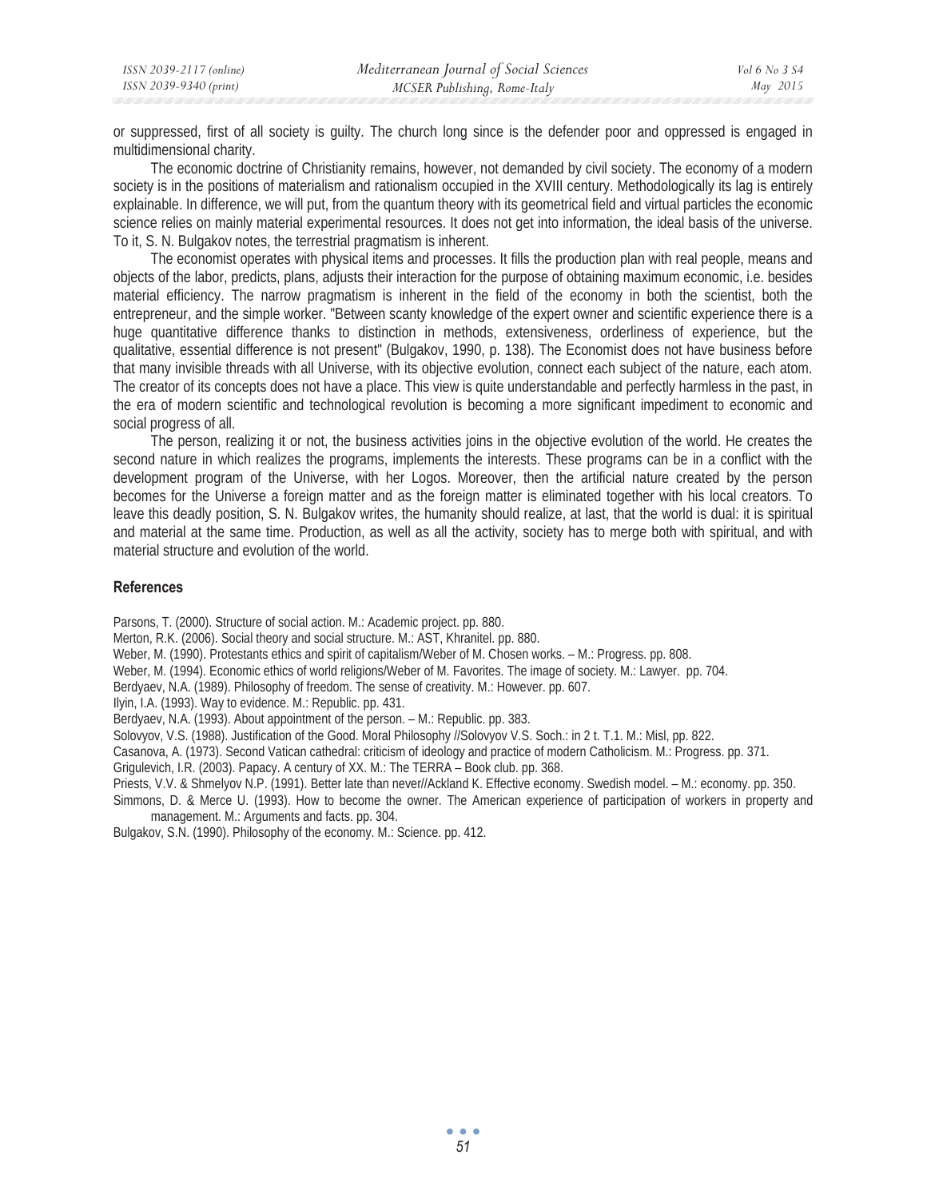or suppressed, first of all society is guilty. The church long since is the defender poor and oppressed is engaged in multidimensional charity.

The economic doctrine of Christianity remains, however, not demanded by civil society. The economy of a modern society is in the positions of materialism and rationalism occupied in the XVIII century. Methodologically its lag is entirely explainable. In difference, we will put, from the quantum theory with its geometrical field and virtual particles the economic science relies on mainly material experimental resources. It does not get into information, the ideal basis of the universe. To it, S. N. Bulgakov notes, the terrestrial pragmatism is inherent.

The economist operates with physical items and processes. It fills the production plan with real people, means and objects of the labor, predicts, plans, adjusts their interaction for the purpose of obtaining maximum economic, i.e. besides material efficiency. The narrow pragmatism is inherent in the field of the economy in both the scientist, both the entrepreneur, and the simple worker. "Between scanty knowledge of the expert owner and scientific experience there is a huge quantitative difference thanks to distinction in methods, extensiveness, orderliness of experience, but the qualitative, essential difference is not present" (Bulgakov, 1990, p. 138). The Economist does not have business before that many invisible threads with all Universe, with its objective evolution, connect each subject of the nature, each atom. The creator of its concepts does not have a place. This view is quite understandable and perfectly harmless in the past, in the era of modern scientific and technological revolution is becoming a more significant impediment to economic and social progress of all.

The person, realizing it or not, the business activities joins in the objective evolution of the world. He creates the second nature in which realizes the programs, implements the interests. These programs can be in a conflict with the development program of the Universe, with her Logos. Moreover, then the artificial nature created by the person becomes for the Universe a foreign matter and as the foreign matter is eliminated together with his local creators. To leave this deadly position, S. N. Bulgakov writes, the humanity should realize, at last, that the world is dual: it is spiritual and material at the same time. Production, as well as all the activity, society has to merge both with spiritual, and with material structure and evolution of the world.

## References

Parsons, T. (2000). Structure of social action. M.: Academic project. pp. 880.

Merton, R.K. (2006). Social theory and social structure. M.: AST, Khranitel. pp. 880.

Weber, M. (1990). Protestants ethics and spirit of capitalism/Weber of M. Chosen works. – M.: Progress. pp. 808.

Weber, M. (1994). Economic ethics of world religions/Weber of M. Favorites. The image of society. M.: Lawyer. pp. 704.

Berdyaev, N.A. (1989). Philosophy of freedom. The sense of creativity. M.: However. pp. 607.

Ilyin, I.A. (1993). Way to evidence. M.: Republic. pp. 431.

Berdyaev, N.A. (1993). About appointment of the person. – M.: Republic. pp. 383.

Solovyov, V.S. (1988). Justification of the Good. Moral Philosophy //Solovyov V.S. Soch.: in 2 t. T.1. M.: Misl, pp. 822.

Casanova, A. (1973). Second Vatican cathedral: criticism of ideology and practice of modern Catholicism. M.: Progress. pp. 371.

Grigulevich, I.R. (2003). Papacy. A century of XX. M.: The TERRA – Book club. pp. 368.

Priests, V.V. & Shmelyov N.P. (1991). Better late than never//Ackland K. Effective economy. Swedish model. – M.: economy. pp. 350.

Simmons, D. & Merce U. (1993). How to become the owner. The American experience of participation of workers in property and management. M.: Arguments and facts. pp. 304.

Bulgakov, S.N. (1990). Philosophy of the economy. M.: Science. pp. 412.